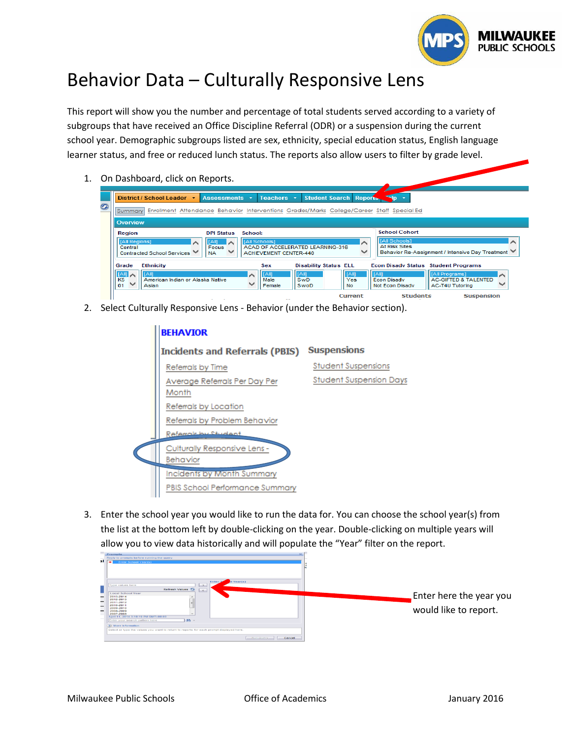# Behavior Data – Culturally Responsive Lens

This report will show you the number and percentage of total students served according to a variety of subgroups that have received an Office Discipline Referral (ODR) or a suspension during the current school year. Demographic subgroups listed are sex, ethnicity, special education status, English language learner status, and free or reduced lunch status. The reports also allow users to filter by grade level.

1. On Dashboard, click on Reports.

2. Select Culturally Responsive Lens - Behavior (under the Behavior section).

3. Enter the school year you would like to run the data for. You can choose the school year(s) from the list at the bottom left by double-clicking on the year. Double-clicking on multiple years will allow you to view data historically and will populate the "Year" filter on the report.

Enter here the year you would like to report.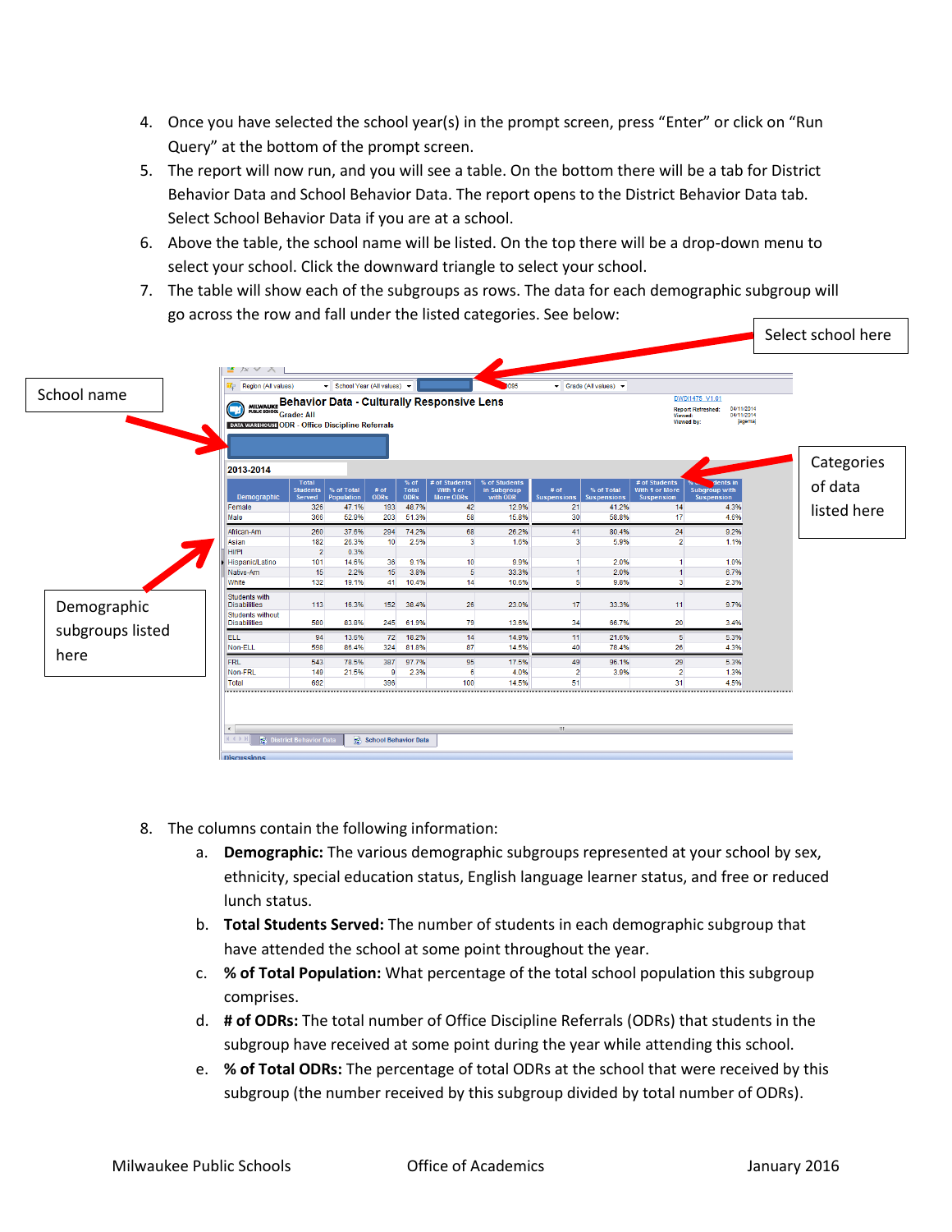4. Once you have selected the school year(s) in the prompt screen, press "Enter" or click on "Run Query" at the bottom of the prompt screen.
5. The report will now run, and you will see a table. On the bottom there will be a tab for District Behavior Data and School Behavior Data. The report opens to the District Behavior Data tab. Select School Behavior Data if you are at a school.
6. Above the table, the school name will be listed. On the top there will be a drop-down menu to select your school. Click the downward triangle to select your school.
7. The table will show each of the subgroups as rows. The data for each demographic subgroup will go across the row and fall under the listed categories. See below:

Select school here

School name

Categories of data listed here

Demographic subgroups listed here

Behavior Data - Culturally Responsive Lens
Grade: All
ODR - Office Discipline Referrals

2013-2014

| Demographic | Total Students Served | % of Total Population | # of ODRs | % of Total ODRs | # of Students With 1 or More ODRs | % of Students in Subgroup with ODR | # of Suspensions | % of Total Suspensions | # of Students With 1 or More Suspension | % of Students in Subgroup with Suspension |
|---|---|---|---|---|---|---|---|---|---|---|
| Female | 326 | 47.1% | 193 | 48.7% | 42 | 12.9% | 21 | 41.2% | 14 | 4.3% |
| Male | 366 | 52.9% | 203 | 51.3% | 58 | 15.8% | 30 | 58.8% | 17 | 4.6% |
| African-Am | 260 | 37.6% | 294 | 74.2% | 68 | 26.2% | 41 | 80.4% | 24 | 9.2% |
| Asian | 182 | 26.3% | 10 | 2.5% | 3 | 1.6% | 3 | 5.9% | 2 | 1.1% |
| HI/PI | 2 | 0.3% | | | | | | | | |
| Hispanic/Latino | 101 | 14.6% | 36 | 9.1% | 10 | 9.9% | 1 | 2.0% | 1 | 1.0% |
| Native-Am | 15 | 2.2% | 15 | 3.8% | 5 | 33.3% | 1 | 2.0% | 1 | 6.7% |
| White | 132 | 19.1% | 41 | 10.4% | 14 | 10.6% | 5 | 9.8% | 3 | 2.3% |
| Students with Disabilities | 113 | 16.3% | 152 | 38.4% | 26 | 23.0% | 17 | 33.3% | 11 | 9.7% |
| Students without Disabilities | 580 | 83.8% | 245 | 61.9% | 79 | 13.6% | 34 | 66.7% | 20 | 3.4% |
| ELL | 94 | 13.6% | 72 | 18.2% | 14 | 14.9% | 11 | 21.6% | 5 | 5.3% |
| Non-ELL | 598 | 86.4% | 324 | 81.8% | 87 | 14.5% | 40 | 78.4% | 26 | 4.3% |
| FRL | 543 | 78.5% | 387 | 97.7% | 95 | 17.5% | 49 | 96.1% | 29 | 5.3% |
| Non-FRL | 149 | 21.5% | 9 | 2.3% | 6 | 4.0% | 2 | 3.9% | 2 | 1.3% |
| Total | 692 | | 396 | | 100 | 14.5% | 51 | | 31 | 4.5% |

8. The columns contain the following information:
   a. **Demographic:** The various demographic subgroups represented at your school by sex, ethnicity, special education status, English language learner status, and free or reduced lunch status.
   b. **Total Students Served:** The number of students in each demographic subgroup that have attended the school at some point throughout the year.
   c. **% of Total Population:** What percentage of the total school population this subgroup comprises.
   d. **# of ODRs:** The total number of Office Discipline Referrals (ODRs) that students in the subgroup have received at some point during the year while attending this school.
   e. **% of Total ODRs:** The percentage of total ODRs at the school that were received by this subgroup (the number received by this subgroup divided by total number of ODRs).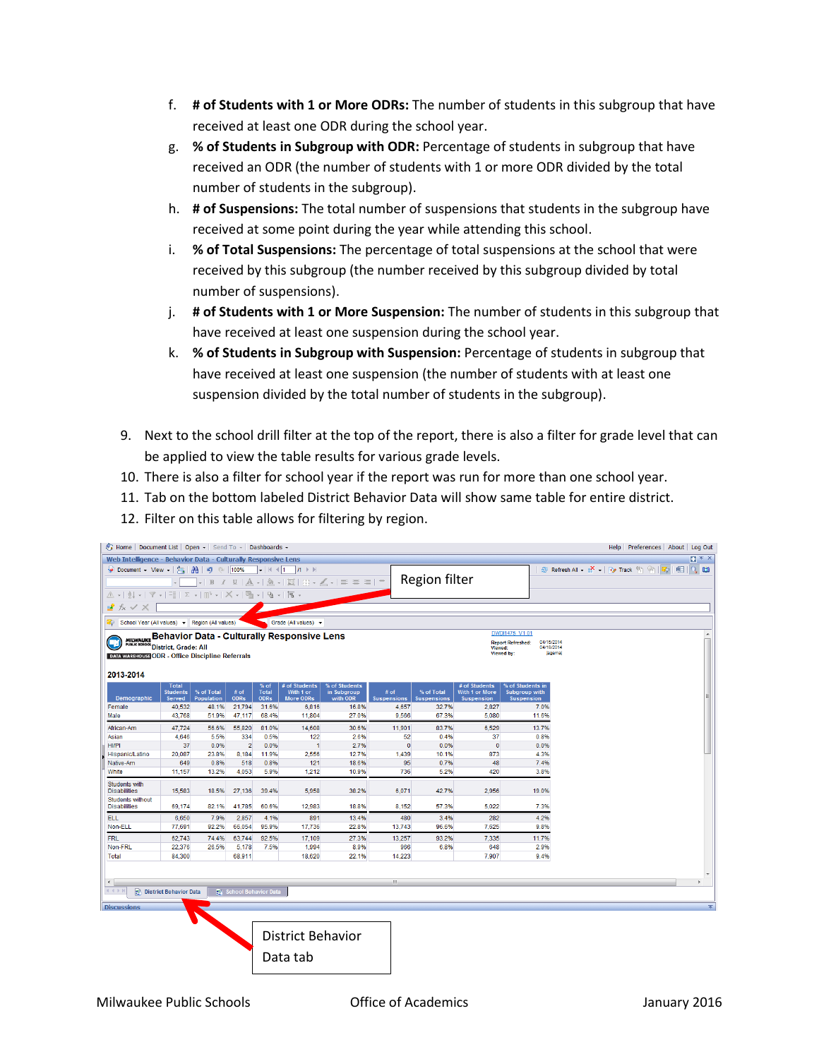f. **# of Students with 1 or More ODRs:** The number of students in this subgroup that have received at least one ODR during the school year.

g. **% of Students in Subgroup with ODR:** Percentage of students in subgroup that have received an ODR (the number of students with 1 or more ODR divided by the total number of students in the subgroup).

h. **# of Suspensions:** The total number of suspensions that students in the subgroup have received at some point during the year while attending this school.

i. **% of Total Suspensions:** The percentage of total suspensions at the school that were received by this subgroup (the number received by this subgroup divided by total number of suspensions).

j. **# of Students with 1 or More Suspension:** The number of students in this subgroup that have received at least one suspension during the school year.

k. **% of Students in Subgroup with Suspension:** Percentage of students in subgroup that have received at least one suspension (the number of students with at least one suspension divided by the total number of students in the subgroup).

9. Next to the school drill filter at the top of the report, there is also a filter for grade level that can be applied to view the table results for various grade levels.
10. There is also a filter for school year if the report was run for more than one school year.
11. Tab on the bottom labeled District Behavior Data will show same table for entire district.
12. Filter on this table allows for filtering by region.

Region filter

School Year (All values) | Region (All values) | Grade (All values)

**Behavior Data - Culturally Responsive Lens**
District, Grade: All
ODR - Office Discipline Referrals

**2013-2014**

| Demographic | Total Students Served | % of Total Population | # of ODRs | % of Total ODRs | # of Students With 1 or More ODRs | % of Students in Subgroup with ODR | # of Suspensions | % of Total Suspensions | # of Students With 1 or More Suspension | % of Students in Subgroup with Suspension |
|---|---|---|---|---|---|---|---|---|---|---|
| Female | 40,532 | 48.1% | 21,794 | 31.6% | 6,816 | 16.8% | 4,657 | 32.7% | 2,827 | 7.0% |
| Male | 43,768 | 51.9% | 47,117 | 68.4% | 11,804 | 27.0% | 9,566 | 67.3% | 5,080 | 11.6% |
| African-Am | 47,724 | 56.6% | 55,820 | 81.0% | 14,608 | 30.6% | 11,901 | 83.7% | 6,529 | 13.7% |
| Asian | 4,646 | 5.5% | 334 | 0.5% | 122 | 2.6% | 52 | 0.4% | 37 | 0.8% |
| HI/PI | 37 | 0.0% | 2 | 0.0% | 1 | 2.7% | 0 | 0.0% | 0 | 0.0% |
| Hispanic/Latino | 20,087 | 23.8% | 8,184 | 11.9% | 2,556 | 12.7% | 1,439 | 10.1% | 873 | 4.3% |
| Native-Am | 649 | 0.8% | 518 | 0.8% | 121 | 18.6% | 95 | 0.7% | 48 | 7.4% |
| White | 11,157 | 13.2% | 4,053 | 5.9% | 1,212 | 10.9% | 736 | 5.2% | 420 | 3.8% |
| Students with Disabilities | 15,583 | 18.5% | 27,136 | 39.4% | 5,958 | 38.2% | 6,071 | 42.7% | 2,956 | 19.0% |
| Students without Disabilities | 69,174 | 82.1% | 41,785 | 60.6% | 12,983 | 18.8% | 8,152 | 57.3% | 5,022 | 7.3% |
| ELL | 6,650 | 7.9% | 2,857 | 4.1% | 891 | 13.4% | 480 | 3.4% | 282 | 4.2% |
| Non-ELL | 77,691 | 92.2% | 66,054 | 95.9% | 17,736 | 22.8% | 13,743 | 96.6% | 7,625 | 9.8% |
| FRL | 62,743 | 74.4% | 63,744 | 92.5% | 17,109 | 27.3% | 13,257 | 93.2% | 7,335 | 11.7% |
| Non-FRL | 22,376 | 26.5% | 5,178 | 7.5% | 1,994 | 8.9% | 966 | 6.8% | 648 | 2.9% |
| Total | 84,300 | | 68,911 | | 18,620 | 22.1% | 14,223 | | 7,907 | 9.4% |

District Behavior Data | School Behavior Data

District Behavior Data tab